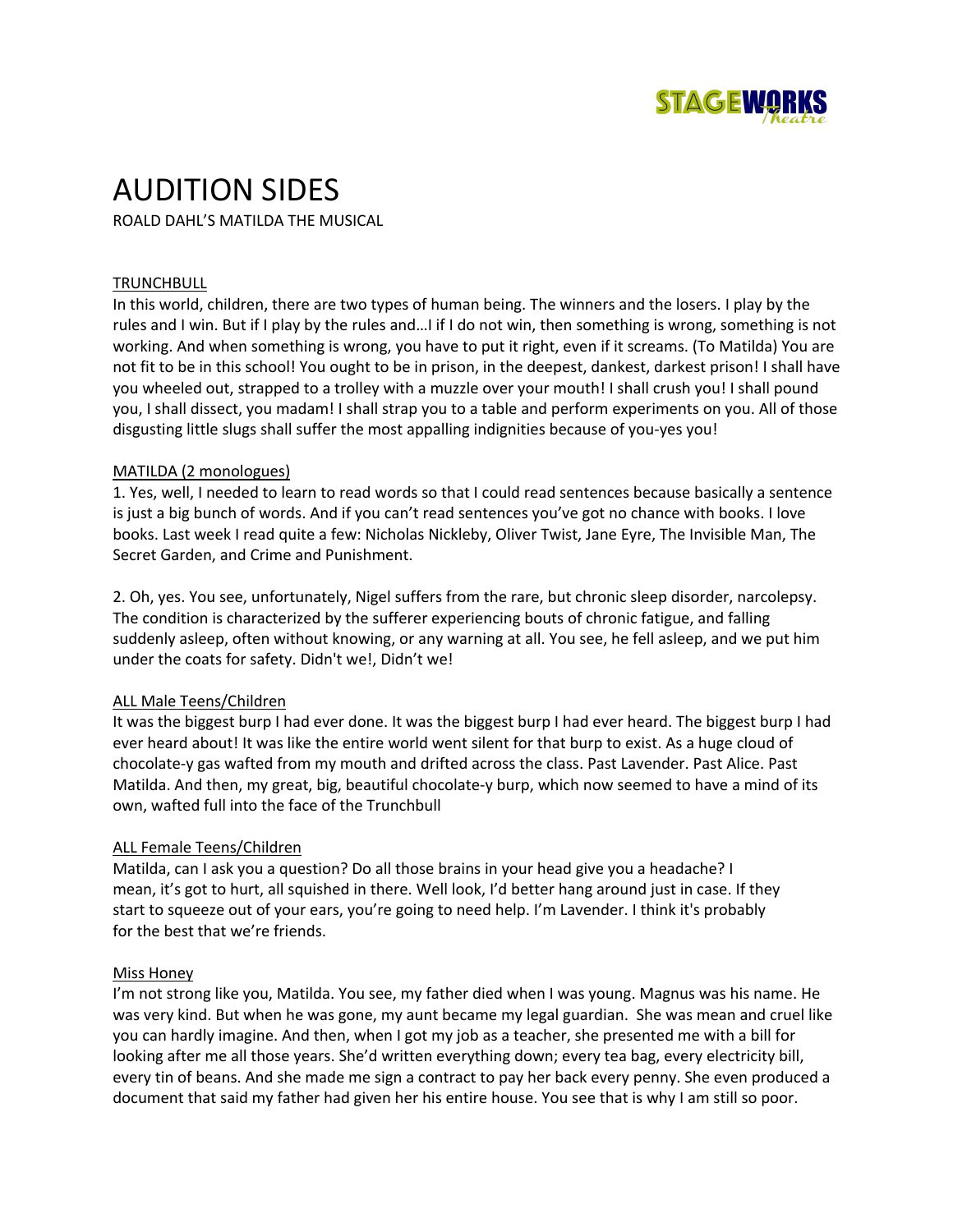STAGEWORKS Theatre

# AUDITION SIDES

ROALD DAHL'S MATILDA THE MUSICAL

## TRUNCHBULL

In this world, children, there are two types of human being. The winners and the losers. I play by the rules and I win. But if I play by the rules and…I if I do not win, then something is wrong, something is not working. And when something is wrong, you have to put it right, even if it screams. (To Matilda) You are not fit to be in this school! You ought to be in prison, in the deepest, dankest, darkest prison! I shall have you wheeled out, strapped to a trolley with a muzzle over your mouth! I shall crush you! I shall pound you, I shall dissect, you madam! I shall strap you to a table and perform experiments on you. All of those disgusting little slugs shall suffer the most appalling indignities because of you-yes you!

## MATILDA (2 monologues)

1. Yes, well, I needed to learn to read words so that I could read sentences because basically a sentence is just a big bunch of words. And if you can't read sentences you've got no chance with books. I love books. Last week I read quite a few: Nicholas Nickleby, Oliver Twist, Jane Eyre, The Invisible Man, The Secret Garden, and Crime and Punishment.

2. Oh, yes. You see, unfortunately, Nigel suffers from the rare, but chronic sleep disorder, narcolepsy. The condition is characterized by the sufferer experiencing bouts of chronic fatigue, and falling suddenly asleep, often without knowing, or any warning at all. You see, he fell asleep, and we put him under the coats for safety. Didn't we!, Didn't we!

## ALL Male Teens/Children

It was the biggest burp I had ever done. It was the biggest burp I had ever heard. The biggest burp I had ever heard about! It was like the entire world went silent for that burp to exist. As a huge cloud of chocolate-y gas wafted from my mouth and drifted across the class. Past Lavender. Past Alice. Past Matilda. And then, my great, big, beautiful chocolate-y burp, which now seemed to have a mind of its own, wafted full into the face of the Trunchbull

## ALL Female Teens/Children

Matilda, can I ask you a question? Do all those brains in your head give you a headache? I mean, it's got to hurt, all squished in there. Well look, I'd better hang around just in case. If they start to squeeze out of your ears, you're going to need help. I'm Lavender. I think it's probably for the best that we're friends.

## Miss Honey

I'm not strong like you, Matilda. You see, my father died when I was young. Magnus was his name. He was very kind. But when he was gone, my aunt became my legal guardian. She was mean and cruel like you can hardly imagine. And then, when I got my job as a teacher, she presented me with a bill for looking after me all those years. She'd written everything down; every tea bag, every electricity bill, every tin of beans. And she made me sign a contract to pay her back every penny. She even produced a document that said my father had given her his entire house. You see that is why I am still so poor.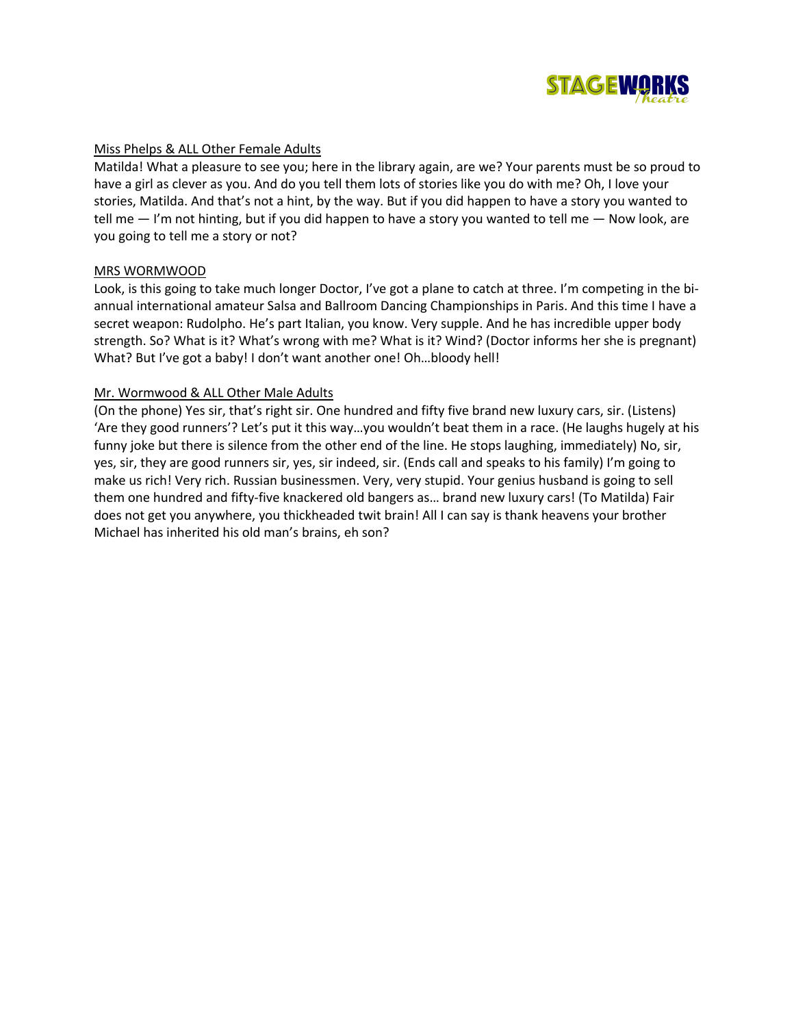<u>Miss Phelps & ALL Other Female Adults</u>

Matilda! What a pleasure to see you; here in the library again, are we? Your parents must be so proud to have a girl as clever as you. And do you tell them lots of stories like you do with me? Oh, I love your stories, Matilda. And that's not a hint, by the way. But if you did happen to have a story you wanted to tell me — I'm not hinting, but if you did happen to have a story you wanted to tell me — Now look, are you going to tell me a story or not?

<u>MRS WORMWOOD</u>

Look, is this going to take much longer Doctor, I've got a plane to catch at three. I'm competing in the bi-annual international amateur Salsa and Ballroom Dancing Championships in Paris. And this time I have a secret weapon: Rudolpho. He's part Italian, you know. Very supple. And he has incredible upper body strength. So? What is it? What's wrong with me? What is it? Wind? (Doctor informs her she is pregnant) What? But I've got a baby! I don't want another one! Oh…bloody hell!

<u>Mr. Wormwood & ALL Other Male Adults</u>

(On the phone) Yes sir, that's right sir. One hundred and fifty five brand new luxury cars, sir. (Listens) 'Are they good runners'? Let's put it this way…you wouldn't beat them in a race. (He laughs hugely at his funny joke but there is silence from the other end of the line. He stops laughing, immediately) No, sir, yes, sir, they are good runners sir, yes, sir indeed, sir. (Ends call and speaks to his family) I'm going to make us rich! Very rich. Russian businessmen. Very, very stupid. Your genius husband is going to sell them one hundred and fifty-five knackered old bangers as… brand new luxury cars! (To Matilda) Fair does not get you anywhere, you thickheaded twit brain! All I can say is thank heavens your brother Michael has inherited his old man's brains, eh son?